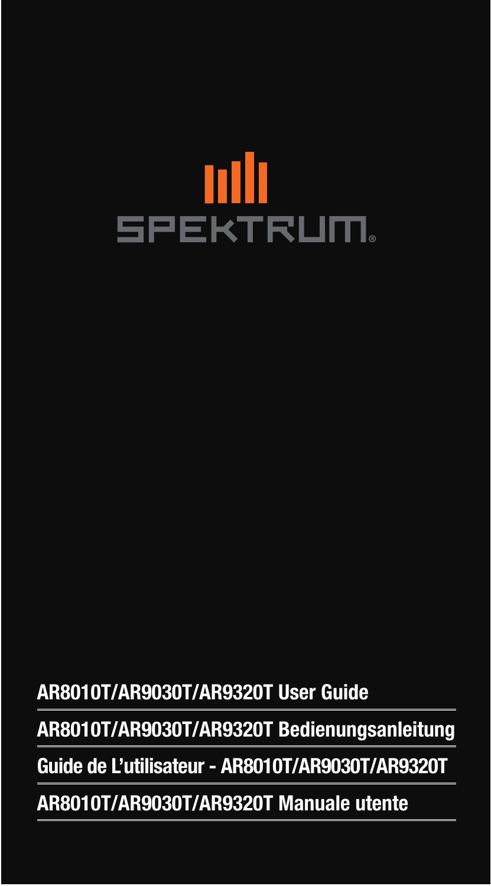SPEKTRUM®

**AR8010T/AR9030T/AR9320T User Guide**

**AR8010T/AR9030T/AR9320T Bedienungsanleitung**

**Guide de L'utilisateur - AR8010T/AR9030T/AR9320T**

**AR8010T/AR9030T/AR9320T Manuale utente**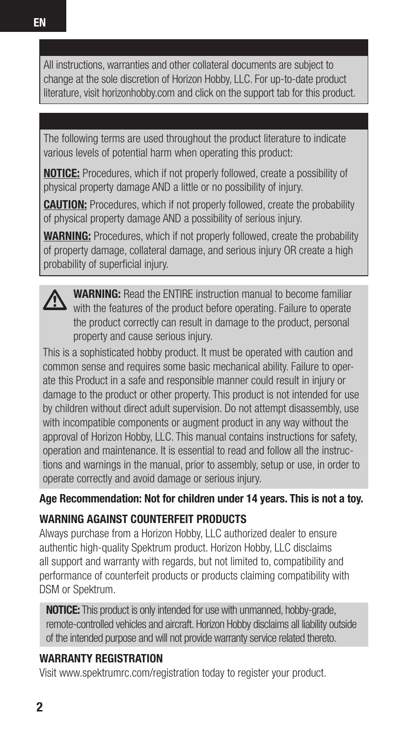All instructions, warranties and other collateral documents are subject to change at the sole discretion of Horizon Hobby, LLC. For up-to-date product literature, visit horizonhobby.com and click on the support tab for this product.

The following terms are used throughout the product literature to indicate various levels of potential harm when operating this product:

**NOTICE:** Procedures, which if not properly followed, create a possibility of physical property damage AND a little or no possibility of injury.

**CAUTION:** Procedures, which if not properly followed, create the probability of physical property damage AND a possibility of serious injury.

**WARNING:** Procedures, which if not properly followed, create the probability of property damage, collateral damage, and serious injury OR create a high probability of superficial injury.

**WARNING:** Read the ENTIRE instruction manual to become familiar with the features of the product before operating. Failure to operate the product correctly can result in damage to the product, personal property and cause serious injury.

This is a sophisticated hobby product. It must be operated with caution and common sense and requires some basic mechanical ability. Failure to operate this Product in a safe and responsible manner could result in injury or damage to the product or other property. This product is not intended for use by children without direct adult supervision. Do not attempt disassembly, use with incompatible components or augment product in any way without the approval of Horizon Hobby, LLC. This manual contains instructions for safety, operation and maintenance. It is essential to read and follow all the instructions and warnings in the manual, prior to assembly, setup or use, in order to operate correctly and avoid damage or serious injury.

**Age Recommendation: Not for children under 14 years. This is not a toy.**

## WARNING AGAINST COUNTERFEIT PRODUCTS

Always purchase from a Horizon Hobby, LLC authorized dealer to ensure authentic high-quality Spektrum product. Horizon Hobby, LLC disclaims all support and warranty with regards, but not limited to, compatibility and performance of counterfeit products or products claiming compatibility with DSM or Spektrum.

**NOTICE:** This product is only intended for use with unmanned, hobby-grade, remote-controlled vehicles and aircraft. Horizon Hobby disclaims all liability outside of the intended purpose and will not provide warranty service related thereto.

## WARRANTY REGISTRATION

Visit www.spektrumrc.com/registration today to register your product.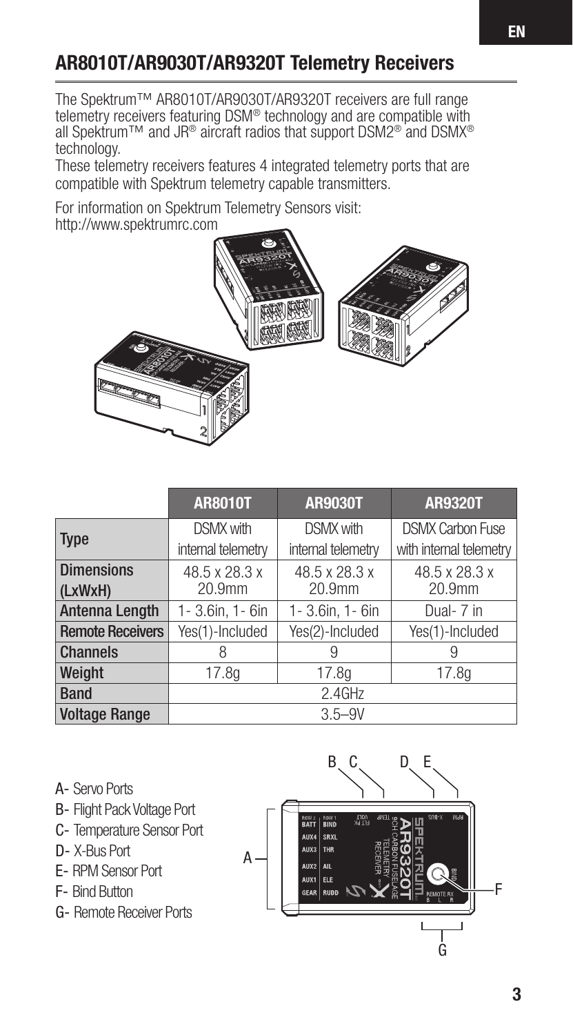## AR8010T/AR9030T/AR9320T Telemetry Receivers

The Spektrum™ AR8010T/AR9030T/AR9320T receivers are full range telemetry receivers featuring DSM® technology and are compatible with all Spektrum™ and JR® aircraft radios that support DSM2® and DSMX® technology.

These telemetry receivers features 4 integrated telemetry ports that are compatible with Spektrum telemetry capable transmitters.

For information on Spektrum Telemetry Sensors visit:
http://www.spektrumrc.com

| | AR8010T | AR9030T | AR9320T |
|---|---|---|---|
| Type | DSMX with internal telemetry | DSMX with internal telemetry | DSMX Carbon Fuse with internal telemetry |
| Dimensions (LxWxH) | 48.5 x 28.3 x 20.9mm | 48.5 x 28.3 x 20.9mm | 48.5 x 28.3 x 20.9mm |
| Antenna Length | 1- 3.6in, 1- 6in | 1- 3.6in, 1- 6in | Dual- 7 in |
| Remote Receivers | Yes(1)-Included | Yes(2)-Included | Yes(1)-Included |
| Channels | 8 | 9 | 9 |
| Weight | 17.8g | 17.8g | 17.8g |
| Band | 2.4GHz | | |
| Voltage Range | 3.5–9V | | |

- A- Servo Ports
- B- Flight Pack Voltage Port
- C- Temperature Sensor Port
- D- X-Bus Port
- E- RPM Sensor Port
- F- Bind Button
- G- Remote Receiver Ports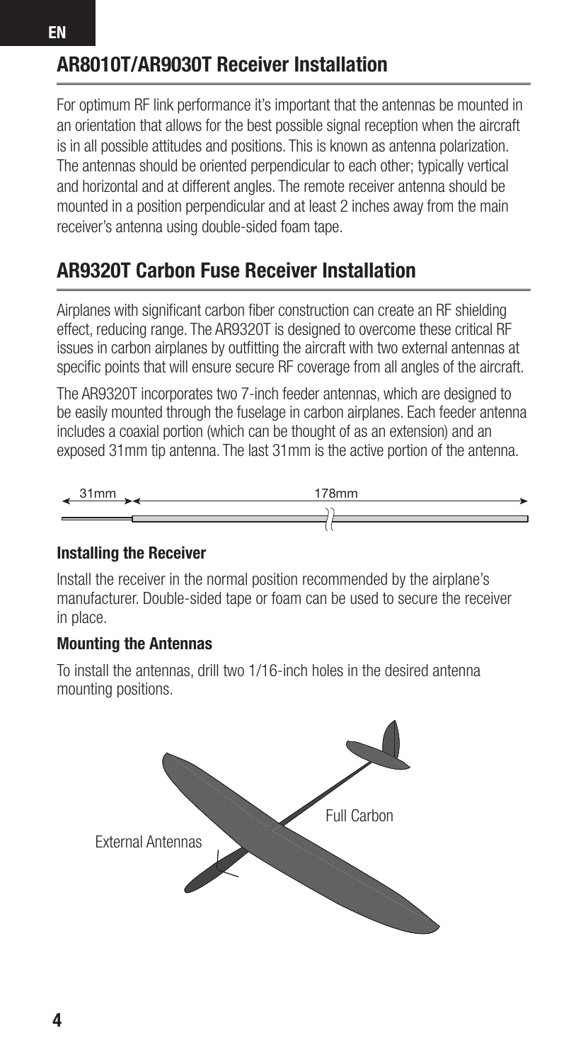## AR8010T/AR9030T Receiver Installation

For optimum RF link performance it's important that the antennas be mounted in an orientation that allows for the best possible signal reception when the aircraft is in all possible attitudes and positions. This is known as antenna polarization. The antennas should be oriented perpendicular to each other; typically vertical and horizontal and at different angles. The remote receiver antenna should be mounted in a position perpendicular and at least 2 inches away from the main receiver's antenna using double-sided foam tape.

## AR9320T Carbon Fuse Receiver Installation

Airplanes with significant carbon fiber construction can create an RF shielding effect, reducing range. The AR9320T is designed to overcome these critical RF issues in carbon airplanes by outfitting the aircraft with two external antennas at specific points that will ensure secure RF coverage from all angles of the aircraft.

The AR9320T incorporates two 7-inch feeder antennas, which are designed to be easily mounted through the fuselage in carbon airplanes. Each feeder antenna includes a coaxial portion (which can be thought of as an extension) and an exposed 31mm tip antenna. The last 31mm is the active portion of the antenna.

31mm 178mm

### Installing the Receiver

Install the receiver in the normal position recommended by the airplane's manufacturer. Double-sided tape or foam can be used to secure the receiver in place.

### Mounting the Antennas

To install the antennas, drill two 1/16-inch holes in the desired antenna mounting positions.

External Antennas

Full Carbon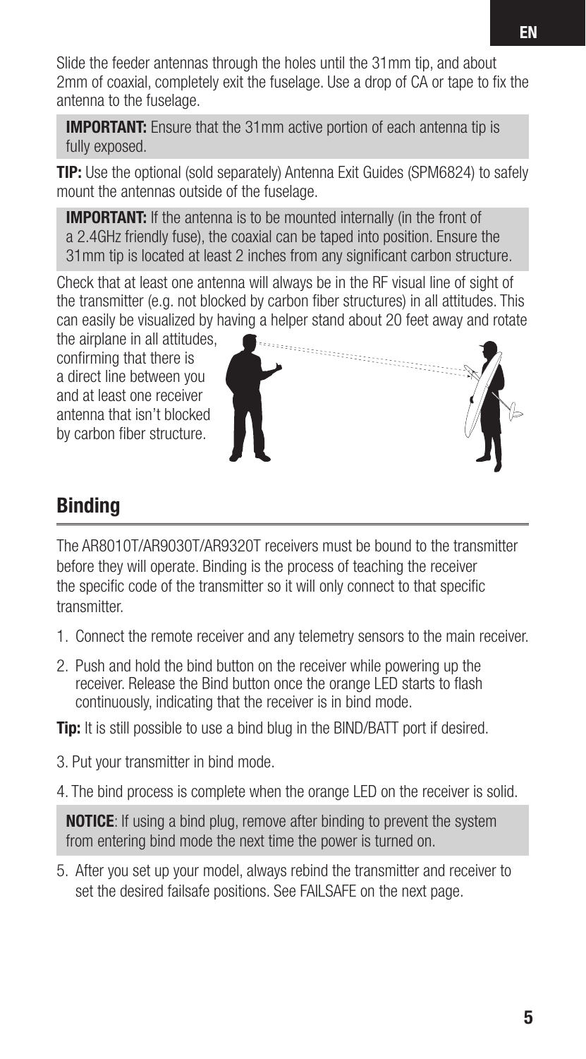Slide the feeder antennas through the holes until the 31mm tip, and about 2mm of coaxial, completely exit the fuselage. Use a drop of CA or tape to fix the antenna to the fuselage.

**IMPORTANT:** Ensure that the 31mm active portion of each antenna tip is fully exposed.

**TIP:** Use the optional (sold separately) Antenna Exit Guides (SPM6824) to safely mount the antennas outside of the fuselage.

**IMPORTANT:** If the antenna is to be mounted internally (in the front of a 2.4GHz friendly fuse), the coaxial can be taped into position. Ensure the 31mm tip is located at least 2 inches from any significant carbon structure.

Check that at least one antenna will always be in the RF visual line of sight of the transmitter (e.g. not blocked by carbon fiber structures) in all attitudes. This can easily be visualized by having a helper stand about 20 feet away and rotate the airplane in all attitudes, confirming that there is a direct line between you and at least one receiver antenna that isn't blocked by carbon fiber structure.

## Binding

The AR8010T/AR9030T/AR9320T receivers must be bound to the transmitter before they will operate. Binding is the process of teaching the receiver the specific code of the transmitter so it will only connect to that specific transmitter.

1. Connect the remote receiver and any telemetry sensors to the main receiver.
2. Push and hold the bind button on the receiver while powering up the receiver. Release the Bind button once the orange LED starts to flash continuously, indicating that the receiver is in bind mode.

**Tip:** It is still possible to use a bind blug in the BIND/BATT port if desired.

3. Put your transmitter in bind mode.
4. The bind process is complete when the orange LED on the receiver is solid.

**NOTICE**: If using a bind plug, remove after binding to prevent the system from entering bind mode the next time the power is turned on.

5. After you set up your model, always rebind the transmitter and receiver to set the desired failsafe positions. See FAILSAFE on the next page.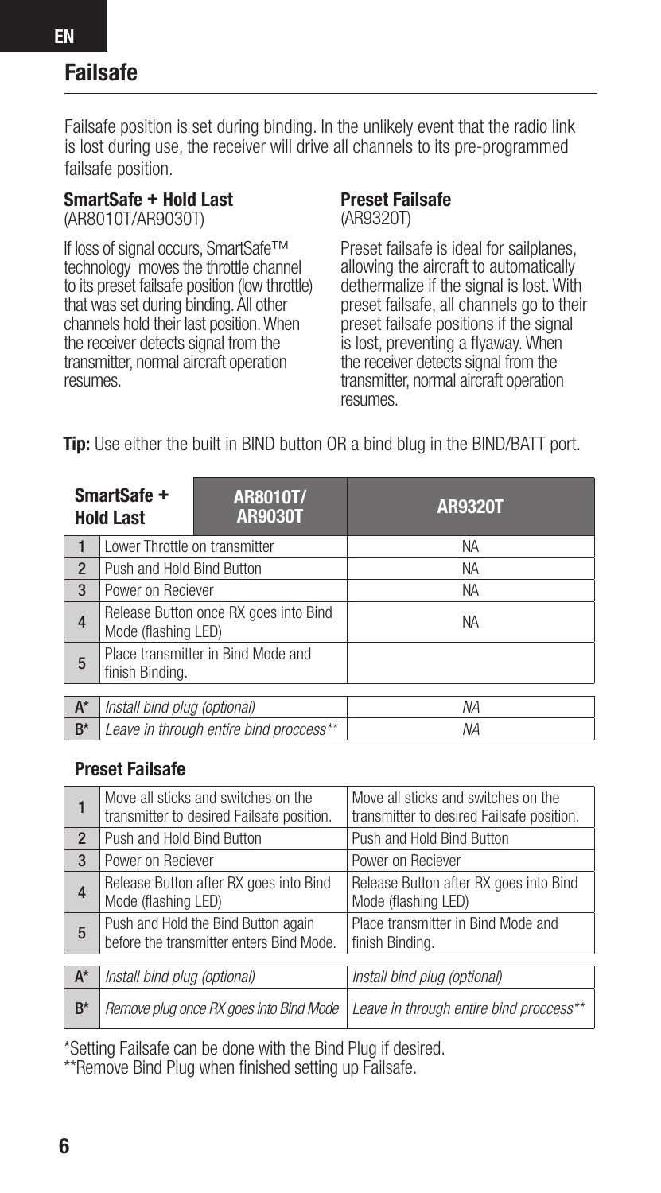## Failsafe

Failsafe position is set during binding. In the unlikely event that the radio link is lost during use, the receiver will drive all channels to its pre-programmed failsafe position.

**SmartSafe + Hold Last**
(AR8010T/AR9030T)

If loss of signal occurs, SmartSafe™ technology moves the throttle channel to its preset failsafe position (low throttle) that was set during binding. All other channels hold their last position. When the receiver detects signal from the transmitter, normal aircraft operation resumes.

**Preset Failsafe**
(AR9320T)

Preset failsafe is ideal for sailplanes, allowing the aircraft to automatically dethermalize if the signal is lost. With preset failsafe, all channels go to their preset failsafe positions if the signal is lost, preventing a flyaway. When the receiver detects signal from the transmitter, normal aircraft operation resumes.

**Tip:** Use either the built in BIND button OR a bind plug in the BIND/BATT port.

| SmartSafe + Hold Last | AR8010T/ AR9030T | AR9320T |
|---|---|---|
| 1 | Lower Throttle on transmitter | NA |
| 2 | Push and Hold Bind Button | NA |
| 3 | Power on Reciever | NA |
| 4 | Release Button once RX goes into Bind Mode (flashing LED) | NA |
| 5 | Place transmitter in Bind Mode and finish Binding. | |
| A* | *Install bind plug (optional)* | *NA* |
| B* | *Leave in through entire bind proccess*** | *NA* |

### Preset Failsafe

| | AR8010T/ AR9030T | AR9320T |
|---|---|---|
| 1 | Move all sticks and switches on the transmitter to desired Failsafe position. | Move all sticks and switches on the transmitter to desired Failsafe position. |
| 2 | Push and Hold Bind Button | Push and Hold Bind Button |
| 3 | Power on Reciever | Power on Reciever |
| 4 | Release Button after RX goes into Bind Mode (flashing LED) | Release Button after RX goes into Bind Mode (flashing LED) |
| 5 | Push and Hold the Bind Button again before the transmitter enters Bind Mode. | Place transmitter in Bind Mode and finish Binding. |
| A* | *Install bind plug (optional)* | *Install bind plug (optional)* |
| B* | *Remove plug once RX goes into Bind Mode* | *Leave in through entire bind proccess*** |

*Setting Failsafe can be done with the Bind Plug if desired.
**Remove Bind Plug when finished setting up Failsafe.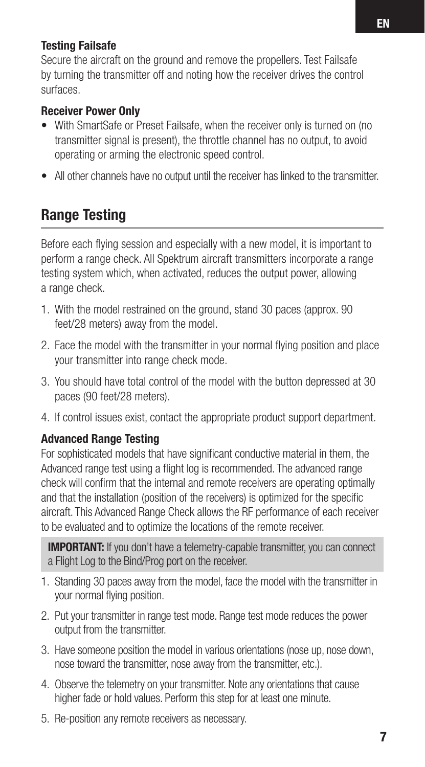### Testing Failsafe

Secure the aircraft on the ground and remove the propellers. Test Failsafe by turning the transmitter off and noting how the receiver drives the control surfaces.

### Receiver Power Only

- With SmartSafe or Preset Failsafe, when the receiver only is turned on (no transmitter signal is present), the throttle channel has no output, to avoid operating or arming the electronic speed control.
- All other channels have no output until the receiver has linked to the transmitter.

## Range Testing

Before each flying session and especially with a new model, it is important to perform a range check. All Spektrum aircraft transmitters incorporate a range testing system which, when activated, reduces the output power, allowing a range check.

1. With the model restrained on the ground, stand 30 paces (approx. 90 feet/28 meters) away from the model.
2. Face the model with the transmitter in your normal flying position and place your transmitter into range check mode.
3. You should have total control of the model with the button depressed at 30 paces (90 feet/28 meters).
4. If control issues exist, contact the appropriate product support department.

### Advanced Range Testing

For sophisticated models that have significant conductive material in them, the Advanced range test using a flight log is recommended. The advanced range check will confirm that the internal and remote receivers are operating optimally and that the installation (position of the receivers) is optimized for the specific aircraft. This Advanced Range Check allows the RF performance of each receiver to be evaluated and to optimize the locations of the remote receiver.

**IMPORTANT:** If you don't have a telemetry-capable transmitter, you can connect a Flight Log to the Bind/Prog port on the receiver.

1. Standing 30 paces away from the model, face the model with the transmitter in your normal flying position.
2. Put your transmitter in range test mode. Range test mode reduces the power output from the transmitter.
3. Have someone position the model in various orientations (nose up, nose down, nose toward the transmitter, nose away from the transmitter, etc.).
4. Observe the telemetry on your transmitter. Note any orientations that cause higher fade or hold values. Perform this step for at least one minute.
5. Re-position any remote receivers as necessary.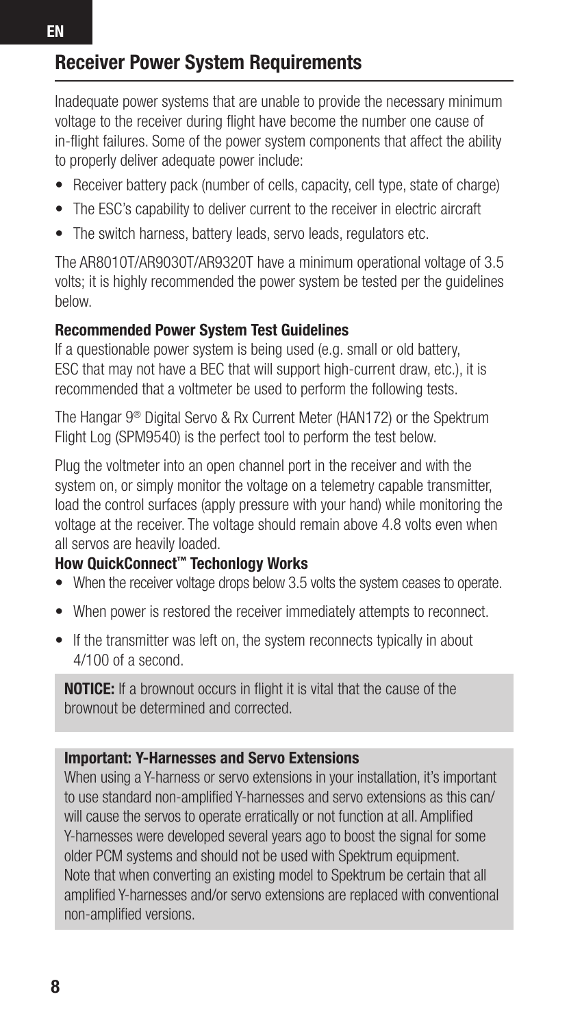## Receiver Power System Requirements

Inadequate power systems that are unable to provide the necessary minimum voltage to the receiver during flight have become the number one cause of in-flight failures. Some of the power system components that affect the ability to properly deliver adequate power include:

- Receiver battery pack (number of cells, capacity, cell type, state of charge)
- The ESC's capability to deliver current to the receiver in electric aircraft
- The switch harness, battery leads, servo leads, regulators etc.

The AR8010T/AR9030T/AR9320T have a minimum operational voltage of 3.5 volts; it is highly recommended the power system be tested per the guidelines below.

**Recommended Power System Test Guidelines**

If a questionable power system is being used (e.g. small or old battery, ESC that may not have a BEC that will support high-current draw, etc.), it is recommended that a voltmeter be used to perform the following tests.

The Hangar 9® Digital Servo & Rx Current Meter (HAN172) or the Spektrum Flight Log (SPM9540) is the perfect tool to perform the test below.

Plug the voltmeter into an open channel port in the receiver and with the system on, or simply monitor the voltage on a telemetry capable transmitter, load the control surfaces (apply pressure with your hand) while monitoring the voltage at the receiver. The voltage should remain above 4.8 volts even when all servos are heavily loaded.

**How QuickConnect™ Techonlogy Works**

- When the receiver voltage drops below 3.5 volts the system ceases to operate.
- When power is restored the receiver immediately attempts to reconnect.
- If the transmitter was left on, the system reconnects typically in about 4/100 of a second.

**NOTICE:** If a brownout occurs in flight it is vital that the cause of the brownout be determined and corrected.

**Important: Y-Harnesses and Servo Extensions**

When using a Y-harness or servo extensions in your installation, it's important to use standard non-amplified Y-harnesses and servo extensions as this can/will cause the servos to operate erratically or not function at all. Amplified Y-harnesses were developed several years ago to boost the signal for some older PCM systems and should not be used with Spektrum equipment. Note that when converting an existing model to Spektrum be certain that all amplified Y-harnesses and/or servo extensions are replaced with conventional non-amplified versions.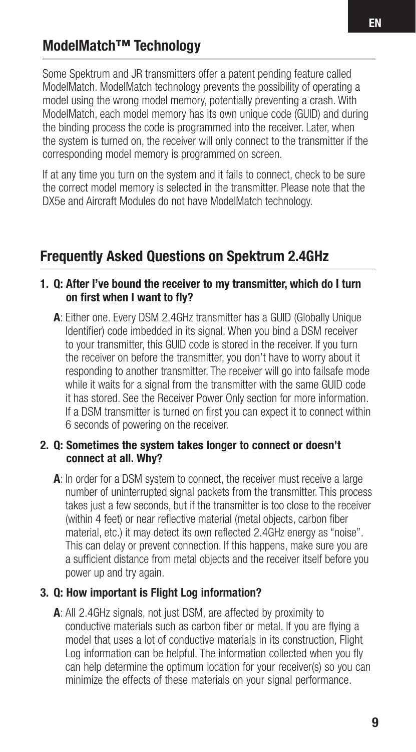## ModelMatch™ Technology

Some Spektrum and JR transmitters offer a patent pending feature called ModelMatch. ModelMatch technology prevents the possibility of operating a model using the wrong model memory, potentially preventing a crash. With ModelMatch, each model memory has its own unique code (GUID) and during the binding process the code is programmed into the receiver. Later, when the system is turned on, the receiver will only connect to the transmitter if the corresponding model memory is programmed on screen.

If at any time you turn on the system and it fails to connect, check to be sure the correct model memory is selected in the transmitter. Please note that the DX5e and Aircraft Modules do not have ModelMatch technology.

## Frequently Asked Questions on Spektrum 2.4GHz

1. **Q: After I've bound the receiver to my transmitter, which do I turn on first when I want to fly?**

   **A**: Either one. Every DSM 2.4GHz transmitter has a GUID (Globally Unique Identifier) code imbedded in its signal. When you bind a DSM receiver to your transmitter, this GUID code is stored in the receiver. If you turn the receiver on before the transmitter, you don't have to worry about it responding to another transmitter. The receiver will go into failsafe mode while it waits for a signal from the transmitter with the same GUID code it has stored. See the Receiver Power Only section for more information. If a DSM transmitter is turned on first you can expect it to connect within 6 seconds of powering on the receiver.

2. **Q: Sometimes the system takes longer to connect or doesn't connect at all. Why?**

   **A**: In order for a DSM system to connect, the receiver must receive a large number of uninterrupted signal packets from the transmitter. This process takes just a few seconds, but if the transmitter is too close to the receiver (within 4 feet) or near reflective material (metal objects, carbon fiber material, etc.) it may detect its own reflected 2.4GHz energy as "noise". This can delay or prevent connection. If this happens, make sure you are a sufficient distance from metal objects and the receiver itself before you power up and try again.

3. **Q: How important is Flight Log information?**

   **A**: All 2.4GHz signals, not just DSM, are affected by proximity to conductive materials such as carbon fiber or metal. If you are flying a model that uses a lot of conductive materials in its construction, Flight Log information can be helpful. The information collected when you fly can help determine the optimum location for your receiver(s) so you can minimize the effects of these materials on your signal performance.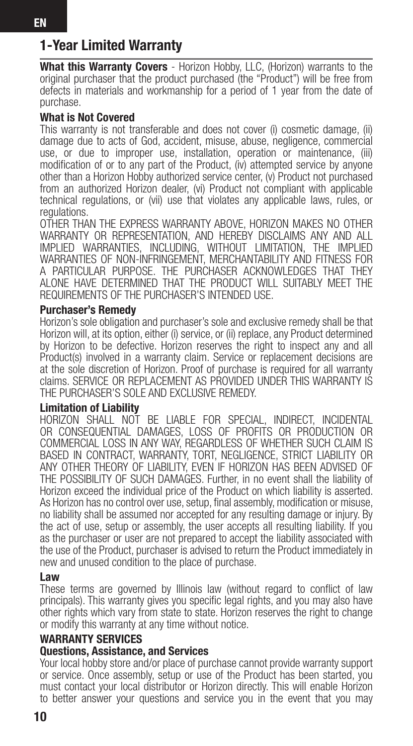## 1-Year Limited Warranty

**What this Warranty Covers** - Horizon Hobby, LLC, (Horizon) warrants to the original purchaser that the product purchased (the "Product") will be free from defects in materials and workmanship for a period of 1 year from the date of purchase.

### What is Not Covered

This warranty is not transferable and does not cover (i) cosmetic damage, (ii) damage due to acts of God, accident, misuse, abuse, negligence, commercial use, or due to improper use, installation, operation or maintenance, (iii) modification of or to any part of the Product, (iv) attempted service by anyone other than a Horizon Hobby authorized service center, (v) Product not purchased from an authorized Horizon dealer, (vi) Product not compliant with applicable technical regulations, or (vii) use that violates any applicable laws, rules, or regulations.

OTHER THAN THE EXPRESS WARRANTY ABOVE, HORIZON MAKES NO OTHER WARRANTY OR REPRESENTATION, AND HEREBY DISCLAIMS ANY AND ALL IMPLIED WARRANTIES, INCLUDING, WITHOUT LIMITATION, THE IMPLIED WARRANTIES OF NON-INFRINGEMENT, MERCHANTABILITY AND FITNESS FOR A PARTICULAR PURPOSE. THE PURCHASER ACKNOWLEDGES THAT THEY ALONE HAVE DETERMINED THAT THE PRODUCT WILL SUITABLY MEET THE REQUIREMENTS OF THE PURCHASER'S INTENDED USE.

### Purchaser's Remedy

Horizon's sole obligation and purchaser's sole and exclusive remedy shall be that Horizon will, at its option, either (i) service, or (ii) replace, any Product determined by Horizon to be defective. Horizon reserves the right to inspect any and all Product(s) involved in a warranty claim. Service or replacement decisions are at the sole discretion of Horizon. Proof of purchase is required for all warranty claims. SERVICE OR REPLACEMENT AS PROVIDED UNDER THIS WARRANTY IS THE PURCHASER'S SOLE AND EXCLUSIVE REMEDY.

### Limitation of Liability

HORIZON SHALL NOT BE LIABLE FOR SPECIAL, INDIRECT, INCIDENTAL OR CONSEQUENTIAL DAMAGES, LOSS OF PROFITS OR PRODUCTION OR COMMERCIAL LOSS IN ANY WAY, REGARDLESS OF WHETHER SUCH CLAIM IS BASED IN CONTRACT, WARRANTY, TORT, NEGLIGENCE, STRICT LIABILITY OR ANY OTHER THEORY OF LIABILITY, EVEN IF HORIZON HAS BEEN ADVISED OF THE POSSIBILITY OF SUCH DAMAGES. Further, in no event shall the liability of Horizon exceed the individual price of the Product on which liability is asserted. As Horizon has no control over use, setup, final assembly, modification or misuse, no liability shall be assumed nor accepted for any resulting damage or injury. By the act of use, setup or assembly, the user accepts all resulting liability. If you as the purchaser or user are not prepared to accept the liability associated with the use of the Product, purchaser is advised to return the Product immediately in new and unused condition to the place of purchase.

### Law

These terms are governed by Illinois law (without regard to conflict of law principals). This warranty gives you specific legal rights, and you may also have other rights which vary from state to state. Horizon reserves the right to change or modify this warranty at any time without notice.

### WARRANTY SERVICES

### Questions, Assistance, and Services

Your local hobby store and/or place of purchase cannot provide warranty support or service. Once assembly, setup or use of the Product has been started, you must contact your local distributor or Horizon directly. This will enable Horizon to better answer your questions and service you in the event that you may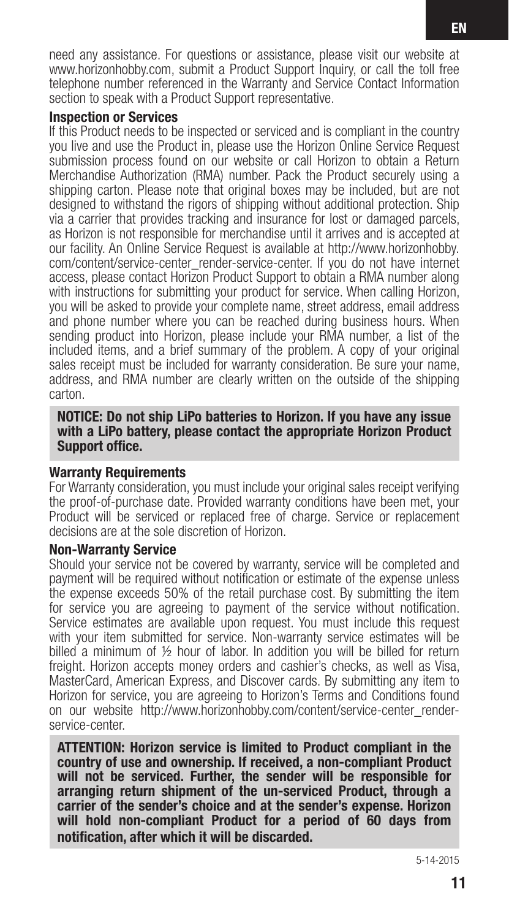need any assistance. For questions or assistance, please visit our website at www.horizonhobby.com, submit a Product Support Inquiry, or call the toll free telephone number referenced in the Warranty and Service Contact Information section to speak with a Product Support representative.

### Inspection or Services

If this Product needs to be inspected or serviced and is compliant in the country you live and use the Product in, please use the Horizon Online Service Request submission process found on our website or call Horizon to obtain a Return Merchandise Authorization (RMA) number. Pack the Product securely using a shipping carton. Please note that original boxes may be included, but are not designed to withstand the rigors of shipping without additional protection. Ship via a carrier that provides tracking and insurance for lost or damaged parcels, as Horizon is not responsible for merchandise until it arrives and is accepted at our facility. An Online Service Request is available at http://www.horizonhobby.com/content/service-center_render-service-center. If you do not have internet access, please contact Horizon Product Support to obtain a RMA number along with instructions for submitting your product for service. When calling Horizon, you will be asked to provide your complete name, street address, email address and phone number where you can be reached during business hours. When sending product into Horizon, please include your RMA number, a list of the included items, and a brief summary of the problem. A copy of your original sales receipt must be included for warranty consideration. Be sure your name, address, and RMA number are clearly written on the outside of the shipping carton.

**NOTICE: Do not ship LiPo batteries to Horizon. If you have any issue with a LiPo battery, please contact the appropriate Horizon Product Support office.**

### Warranty Requirements

For Warranty consideration, you must include your original sales receipt verifying the proof-of-purchase date. Provided warranty conditions have been met, your Product will be serviced or replaced free of charge. Service or replacement decisions are at the sole discretion of Horizon.

### Non-Warranty Service

Should your service not be covered by warranty, service will be completed and payment will be required without notification or estimate of the expense unless the expense exceeds 50% of the retail purchase cost. By submitting the item for service you are agreeing to payment of the service without notification. Service estimates are available upon request. You must include this request with your item submitted for service. Non-warranty service estimates will be billed a minimum of ½ hour of labor. In addition you will be billed for return freight. Horizon accepts money orders and cashier's checks, as well as Visa, MasterCard, American Express, and Discover cards. By submitting any item to Horizon for service, you are agreeing to Horizon's Terms and Conditions found on our website http://www.horizonhobby.com/content/service-center_render-service-center.

**ATTENTION: Horizon service is limited to Product compliant in the country of use and ownership. If received, a non-compliant Product will not be serviced. Further, the sender will be responsible for arranging return shipment of the un-serviced Product, through a carrier of the sender's choice and at the sender's expense. Horizon will hold non-compliant Product for a period of 60 days from notification, after which it will be discarded.**

5-14-2015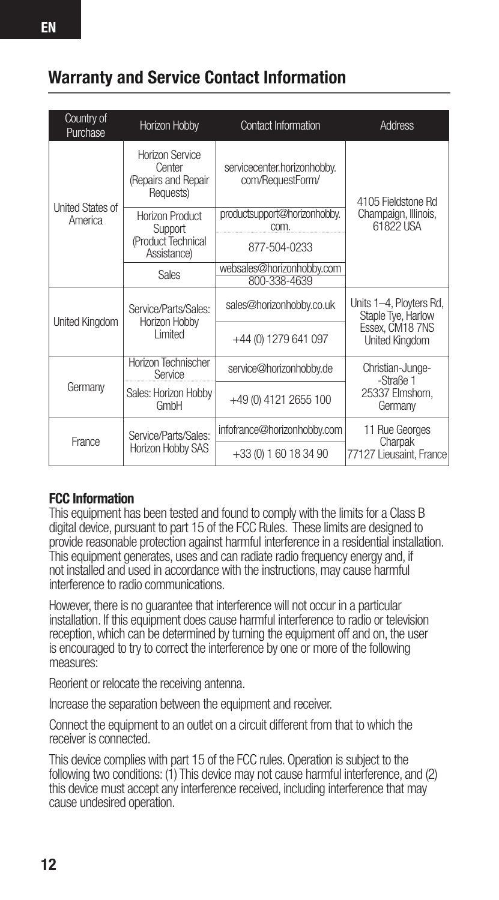## Warranty and Service Contact Information

| Country of Purchase | Horizon Hobby | Contact Information | Address |
|---|---|---|---|
| United States of America | Horizon Service Center (Repairs and Repair Requests) | servicecenter.horizonhobby.com/RequestForm/ | 4105 Fieldstone Rd Champaign, Illinois, 61822 USA |
| | Horizon Product Support (Product Technical Assistance) | productsupport@horizonhobby.com. | |
| | | 877-504-0233 | |
| | Sales | websales@horizonhobby.com 800-338-4639 | |
| United Kingdom | Service/Parts/Sales: Horizon Hobby Limited | sales@horizonhobby.co.uk | Units 1–4, Ployters Rd, Staple Tye, Harlow Essex, CM18 7NS United Kingdom |
| | | +44 (0) 1279 641 097 | |
| Germany | Horizon Technischer Service | service@horizonhobby.de | Christian-Junge--Straße 1 25337 Elmshorn, Germany |
| | Sales: Horizon Hobby GmbH | +49 (0) 4121 2655 100 | |
| France | Service/Parts/Sales: Horizon Hobby SAS | infofrance@horizonhobby.com | 11 Rue Georges Charpak 77127 Lieusaint, France |
| | | +33 (0) 1 60 18 34 90 | |

**FCC Information**

This equipment has been tested and found to comply with the limits for a Class B digital device, pursuant to part 15 of the FCC Rules. These limits are designed to provide reasonable protection against harmful interference in a residential installation. This equipment generates, uses and can radiate radio frequency energy and, if not installed and used in accordance with the instructions, may cause harmful interference to radio communications.

However, there is no guarantee that interference will not occur in a particular installation. If this equipment does cause harmful interference to radio or television reception, which can be determined by turning the equipment off and on, the user is encouraged to try to correct the interference by one or more of the following measures:

Reorient or relocate the receiving antenna.

Increase the separation between the equipment and receiver.

Connect the equipment to an outlet on a circuit different from that to which the receiver is connected.

This device complies with part 15 of the FCC rules. Operation is subject to the following two conditions: (1) This device may not cause harmful interference, and (2) this device must accept any interference received, including interference that may cause undesired operation.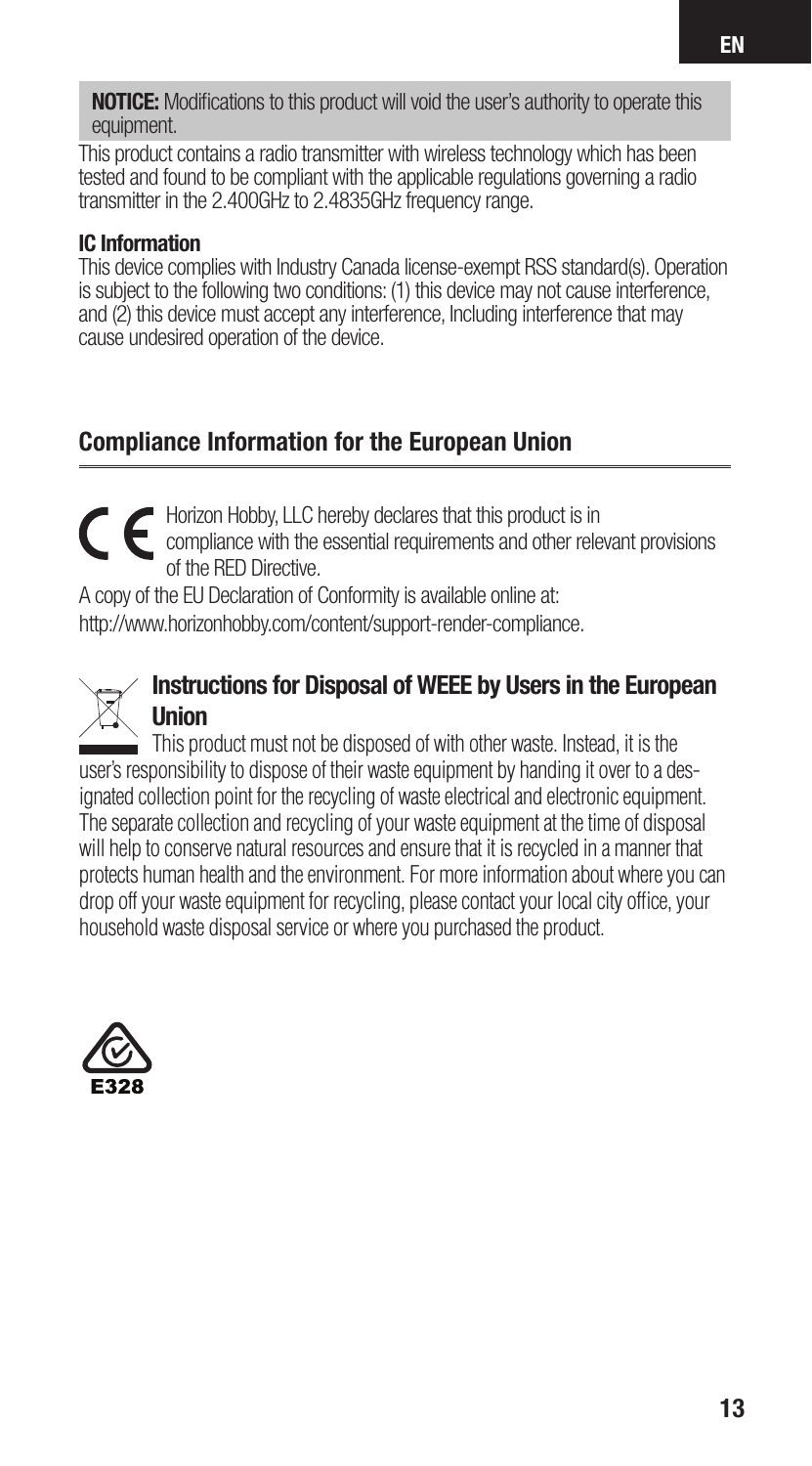**NOTICE:** Modifications to this product will void the user's authority to operate this equipment.

This product contains a radio transmitter with wireless technology which has been tested and found to be compliant with the applicable regulations governing a radio transmitter in the 2.400GHz to 2.4835GHz frequency range.

**IC Information**

This device complies with Industry Canada license-exempt RSS standard(s). Operation is subject to the following two conditions: (1) this device may not cause interference, and (2) this device must accept any interference, Including interference that may cause undesired operation of the device.

## Compliance Information for the European Union

Horizon Hobby, LLC hereby declares that this product is in compliance with the essential requirements and other relevant provisions of the RED Directive.

A copy of the EU Declaration of Conformity is available online at: http://www.horizonhobby.com/content/support-render-compliance.

### Instructions for Disposal of WEEE by Users in the European Union

This product must not be disposed of with other waste. Instead, it is the user's responsibility to dispose of their waste equipment by handing it over to a designated collection point for the recycling of waste electrical and electronic equipment. The separate collection and recycling of your waste equipment at the time of disposal will help to conserve natural resources and ensure that it is recycled in a manner that protects human health and the environment. For more information about where you can drop off your waste equipment for recycling, please contact your local city office, your household waste disposal service or where you purchased the product.

E328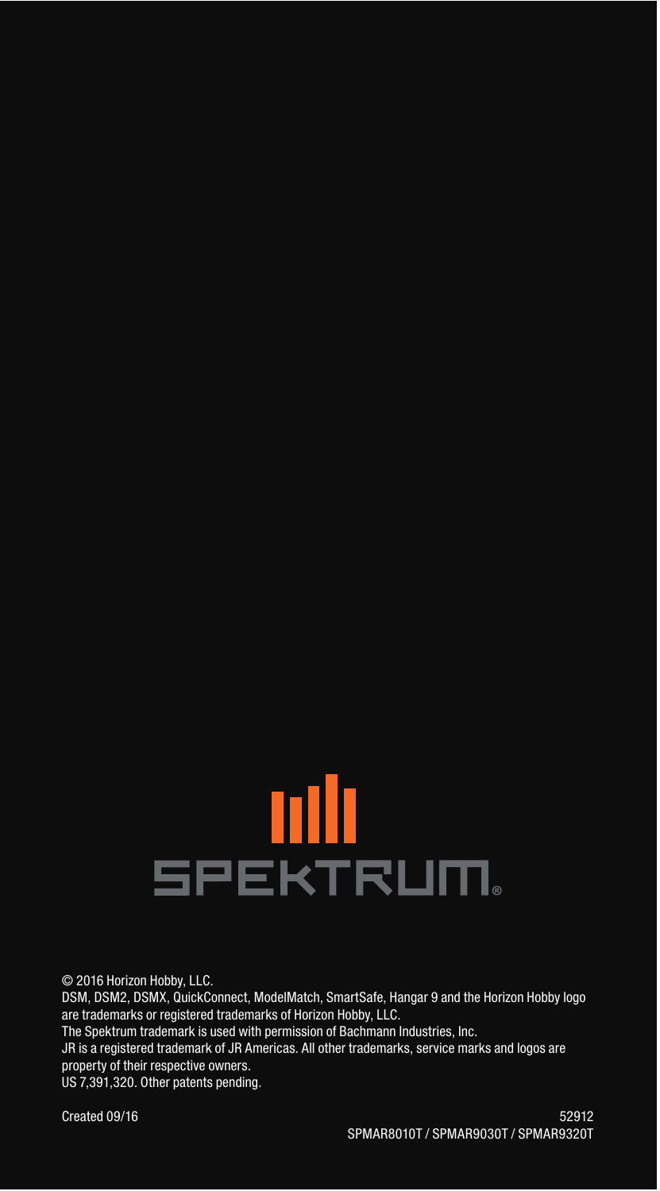SPEKTRUM®

© 2016 Horizon Hobby, LLC.
DSM, DSM2, DSMX, QuickConnect, ModelMatch, SmartSafe, Hangar 9 and the Horizon Hobby logo are trademarks or registered trademarks of Horizon Hobby, LLC.
The Spektrum trademark is used with permission of Bachmann Industries, Inc.
JR is a registered trademark of JR Americas. All other trademarks, service marks and logos are property of their respective owners.
US 7,391,320. Other patents pending.

Created 09/16

52912
SPMAR8010T / SPMAR9030T / SPMAR9320T